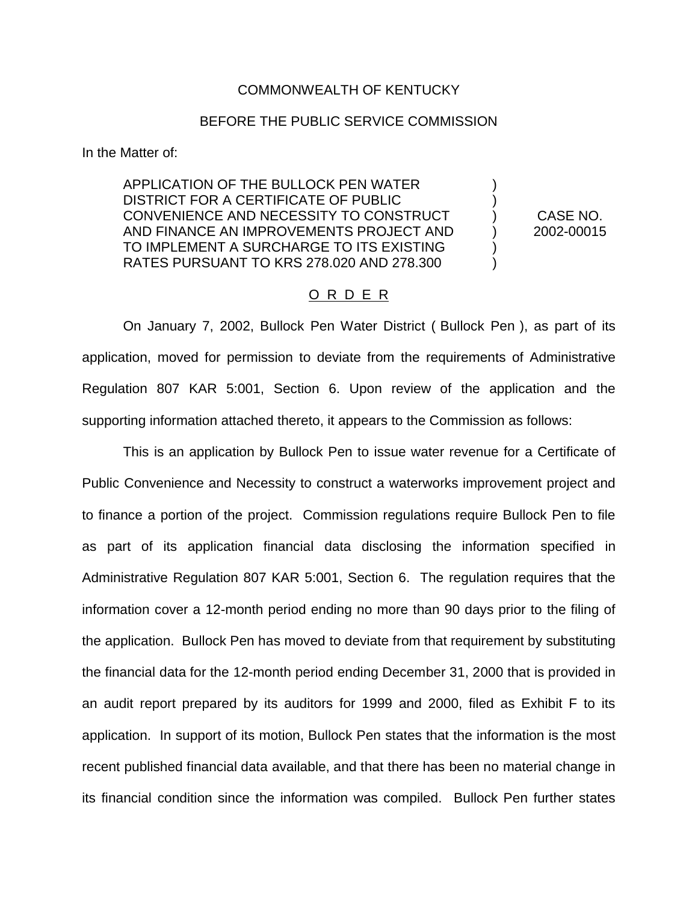COMMONWEALTH OF KENTUCKY

BEFORE THE PUBLIC SERVICE COMMISSION

In the Matter of:

| | | |
|---|---|---|
| APPLICATION OF THE BULLOCK PEN WATER DISTRICT FOR A CERTIFICATE OF PUBLIC CONVENIENCE AND NECESSITY TO CONSTRUCT AND FINANCE AN IMPROVEMENTS PROJECT AND TO IMPLEMENT A SURCHARGE TO ITS EXISTING RATES PURSUANT TO KRS 278.020 AND 278.300 | ) ) ) ) ) ) | CASE NO. 2002-00015 |

O R D E R

On January 7, 2002, Bullock Pen Water District ( Bullock Pen ), as part of its application, moved for permission to deviate from the requirements of Administrative Regulation 807 KAR 5:001, Section 6. Upon review of the application and the supporting information attached thereto, it appears to the Commission as follows:

This is an application by Bullock Pen to issue water revenue for a Certificate of Public Convenience and Necessity to construct a waterworks improvement project and to finance a portion of the project. Commission regulations require Bullock Pen to file as part of its application financial data disclosing the information specified in Administrative Regulation 807 KAR 5:001, Section 6. The regulation requires that the information cover a 12-month period ending no more than 90 days prior to the filing of the application. Bullock Pen has moved to deviate from that requirement by substituting the financial data for the 12-month period ending December 31, 2000 that is provided in an audit report prepared by its auditors for 1999 and 2000, filed as Exhibit F to its application. In support of its motion, Bullock Pen states that the information is the most recent published financial data available, and that there has been no material change in its financial condition since the information was compiled. Bullock Pen further states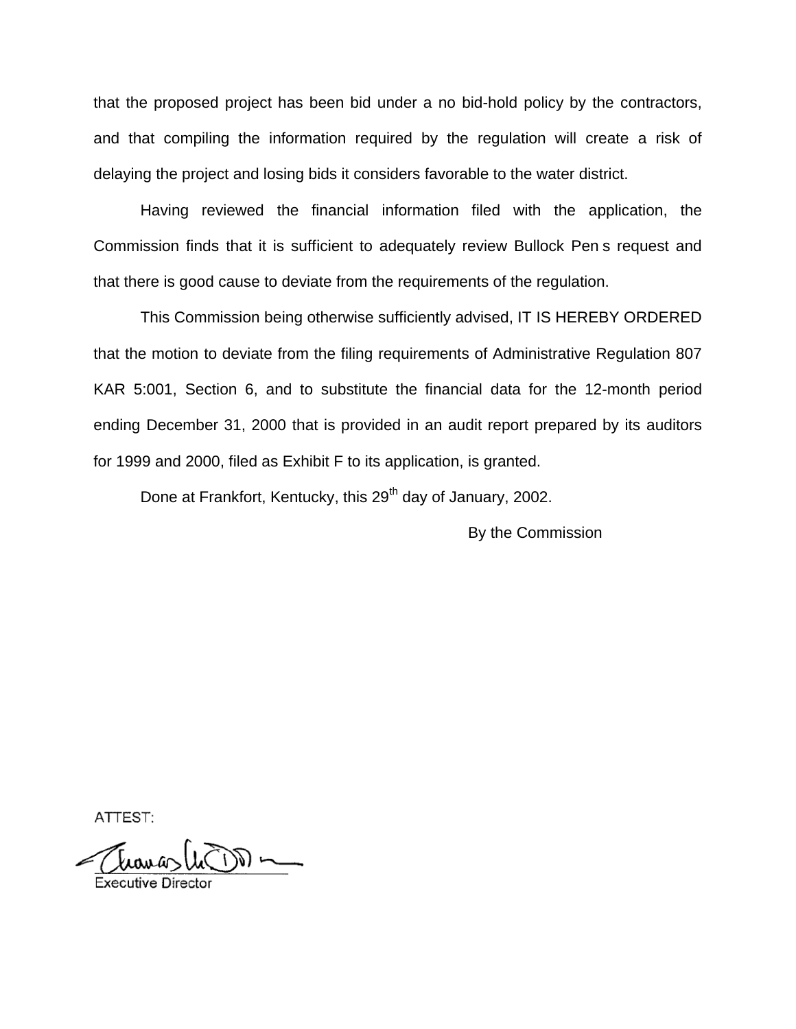that the proposed project has been bid under a no bid-hold policy by the contractors, and that compiling the information required by the regulation will create a risk of delaying the project and losing bids it considers favorable to the water district.

Having reviewed the financial information filed with the application, the Commission finds that it is sufficient to adequately review Bullock Pen s request and that there is good cause to deviate from the requirements of the regulation.

This Commission being otherwise sufficiently advised, IT IS HEREBY ORDERED that the motion to deviate from the filing requirements of Administrative Regulation 807 KAR 5:001, Section 6, and to substitute the financial data for the 12-month period ending December 31, 2000 that is provided in an audit report prepared by its auditors for 1999 and 2000, filed as Exhibit F to its application, is granted.

Done at Frankfort, Kentucky, this 29th day of January, 2002.

By the Commission

ATTEST:

Executive Director